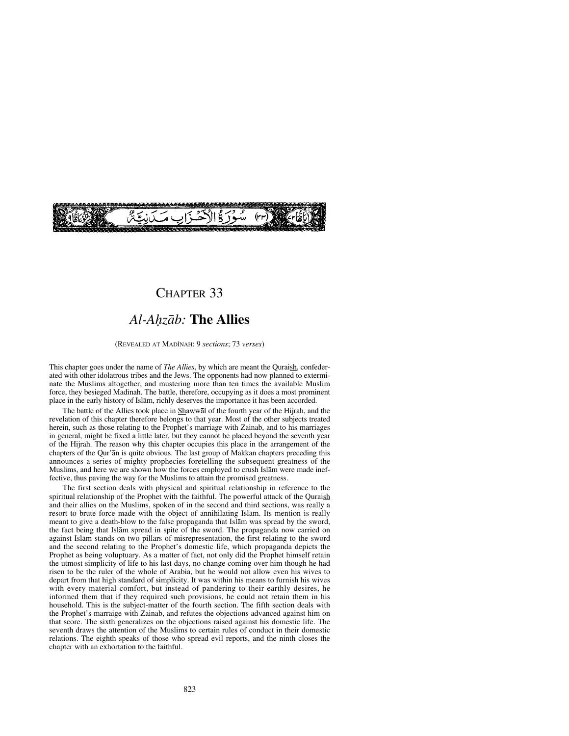سُورَةُ الْأَحْزَابِ مَدَنِيَّةٌ (٣٣)

# CHAPTER 33

## *Al-Aḥzāb:* **The Allies**

(REVEALED AT MADĪNAH: 9 *sections*; 73 *verses*)

This chapter goes under the name of *The Allies*, by which are meant the Quraish, confederated with other idolatrous tribes and the Jews. The opponents had now planned to exterminate the Muslims altogether, and mustering more than ten times the available Muslim force, they besieged Madīnah. The battle, therefore, occupying as it does a most prominent place in the early history of Islām, richly deserves the importance it has been accorded.

The battle of the Allies took place in Shawwāl of the fourth year of the Hijrah, and the revelation of this chapter therefore belongs to that year. Most of the other subjects treated herein, such as those relating to the Prophet's marriage with Zainab, and to his marriages in general, might be fixed a little later, but they cannot be placed beyond the seventh year of the Hijrah. The reason why this chapter occupies this place in the arrangement of the chapters of the Qur'ān is quite obvious. The last group of Makkan chapters preceding this announces a series of mighty prophecies foretelling the subsequent greatness of the Muslims, and here we are shown how the forces employed to crush Islām were made ineffective, thus paving the way for the Muslims to attain the promised greatness.

The first section deals with physical and spiritual relationship in reference to the spiritual relationship of the Prophet with the faithful. The powerful attack of the Quraish and their allies on the Muslims, spoken of in the second and third sections, was really a resort to brute force made with the object of annihilating Islām. Its mention is really meant to give a death-blow to the false propaganda that Islām was spread by the sword, the fact being that Islām spread in spite of the sword. The propaganda now carried on against Islām stands on two pillars of misrepresentation, the first relating to the sword and the second relating to the Prophet's domestic life, which propaganda depicts the Prophet as being voluptuary. As a matter of fact, not only did the Prophet himself retain the utmost simplicity of life to his last days, no change coming over him though he had risen to be the ruler of the whole of Arabia, but he would not allow even his wives to depart from that high standard of simplicity. It was within his means to furnish his wives with every material comfort, but instead of pandering to their earthly desires, he informed them that if they required such provisions, he could not retain them in his household. This is the subject-matter of the fourth section. The fifth section deals with the Prophet's marraige with Zainab, and refutes the objections advanced against him on that score. The sixth generalizes on the objections raised against his domestic life. The seventh draws the attention of the Muslims to certain rules of conduct in their domestic relations. The eighth speaks of those who spread evil reports, and the ninth closes the chapter with an exhortation to the faithful.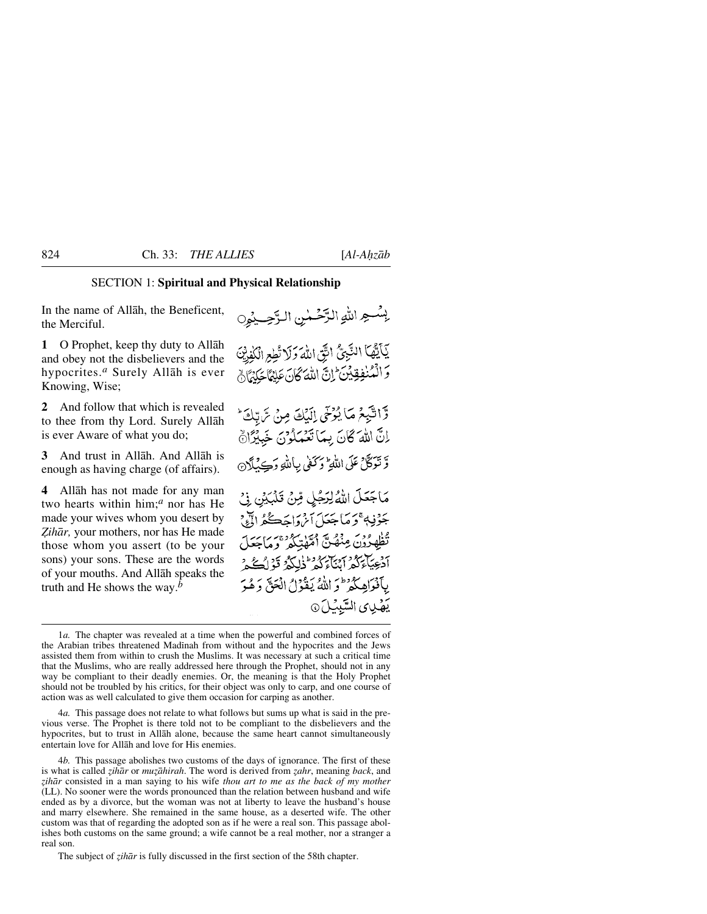## SECTION 1: **Spiritual and Physical Relationship**

In the name of Allāh, the Beneficent, the Merciful.

بِسۡمِ اللّٰہِ الرَّحۡمٰنِ الرَّحِیۡمِ

**1** O Prophet, keep thy duty to Allāh and obey not the disbelievers and the hypocrites.[a] Surely Allāh is ever Knowing, Wise;

یٰۤاَیُّہَا النَّبِیُّ اتَّقِ اللّٰہَ وَ لَا تُطِعِ الۡکٰفِرِیۡنَ وَ الۡمُنٰفِقِیۡنَ ؕ اِنَّ اللّٰہَ کَانَ عَلِیۡمًا حَکِیۡمًا ۙ﴿۱﴾

**2** And follow that which is revealed to thee from thy Lord. Surely Allāh is ever Aware of what you do;

وَّ اتَّبِعۡ مَا یُوۡحٰۤی اِلَیۡکَ مِنۡ رَّبِّکَ ؕ اِنَّ اللّٰہَ کَانَ بِمَا تَعۡمَلُوۡنَ خَبِیۡرًا ۙ﴿۲﴾

**3** And trust in Allāh. And Allāh is enough as having charge (of affairs).

وَّ تَوَکَّلۡ عَلَی اللّٰہِ ؕ وَ کَفٰی بِاللّٰہِ وَکِیۡلًا ﴿۳﴾

**4** Allāh has not made for any man two hearts within him;[a] nor has He made your wives whom you desert by *Ẓihār,* your mothers, nor has He made those whom you assert (to be your sons) your sons. These are the words of your mouths. And Allāh speaks the truth and He shows the way.[b]

مَا جَعَلَ اللّٰہُ لِرَجُلٍ مِّنۡ قَلۡبَیۡنِ فِیۡ جَوۡفِہٖ ۚ وَ مَا جَعَلَ اَزۡوَاجَکُمُ الّٰٓیِٴۡ تُظٰہِرُوۡنَ مِنۡہُنَّ اُمَّہٰتِکُمۡ ۚ وَ مَا جَعَلَ اَدۡعِیَآءَکُمۡ اَبۡنَآءَکُمۡ ؕ ذٰلِکُمۡ قَوۡلُکُمۡ بِاَفۡوَاہِکُمۡ ؕ وَ اللّٰہُ یَقُوۡلُ الۡحَقَّ وَ ہُوَ یَہۡدِی السَّبِیۡلَ ﴿۴﴾

---

1*a.* The chapter was revealed at a time when the powerful and combined forces of the Arabian tribes threatened Madīnah from without and the hypocrites and the Jews assisted them from within to crush the Muslims. It was necessary at such a critical time that the Muslims, who are really addressed here through the Prophet, should not in any way be compliant to their deadly enemies. Or, the meaning is that the Holy Prophet should not be troubled by his critics, for their object was only to carp, and one course of action was as well calculated to give them occasion for carping as another.

4*a.* This passage does not relate to what follows but sums up what is said in the previous verse. The Prophet is there told not to be compliant to the disbelievers and the hypocrites, but to trust in Allāh alone, because the same heart cannot simultaneously entertain love for Allāh and love for His enemies.

4*b.* This passage abolishes two customs of the days of ignorance. The first of these is what is called *ẓihār* or *muẓāhirah*. The word is derived from *ẓahr*, meaning *back*, and *ẓihār* consisted in a man saying to his wife *thou art to me as the back of my mother* (LL). No sooner were the words pronounced than the relation between husband and wife ended as by a divorce, but the woman was not at liberty to leave the husband's house and marry elsewhere. She remained in the same house, as a deserted wife. The other custom was that of regarding the adopted son as if he were a real son. This passage abolishes both customs on the same ground; a wife cannot be a real mother, nor a stranger a real son.

The subject of *ẓihār* is fully discussed in the first section of the 58th chapter.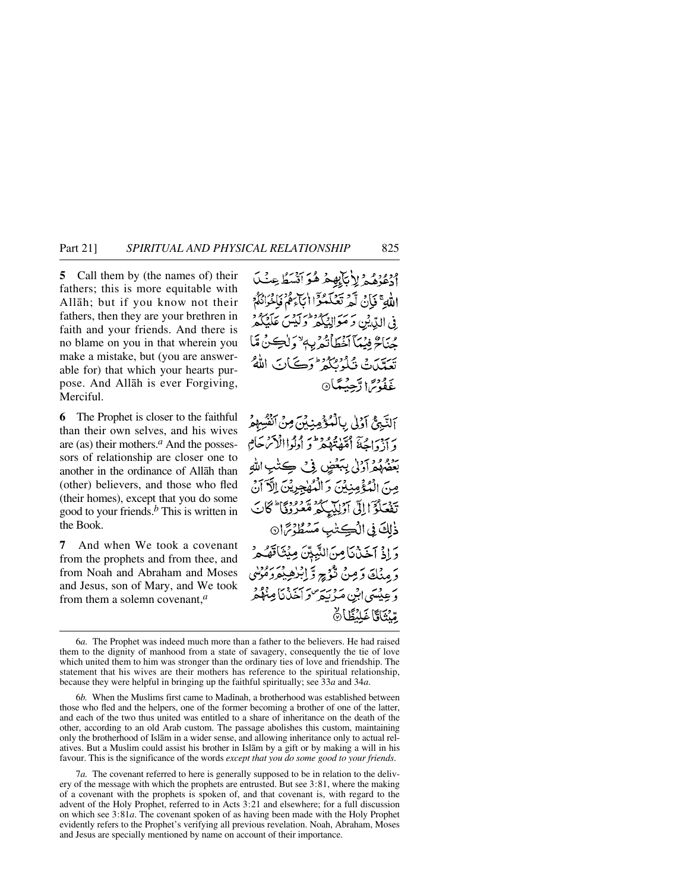**5** Call them by (the names of) their fathers; this is more equitable with Allāh; but if you know not their fathers, then they are your brethren in faith and your friends. And there is no blame on you in that wherein you make a mistake, but (you are answerable for) that which your hearts purpose. And Allāh is ever Forgiving, Merciful.

أُدْعُوْهُمْ لِاٰبَآئِهِمْ هُوَ اَقْسَطُ عِنْدَ اللّٰهِ ۚ فَاِنْ لَّمْ تَعْلَمُوْۤا اٰبَآءَهُمْ فَاِخْوَانُكُمْ فِی الدِّیْنِ وَ مَوَالِیْكُمْ ؕ وَ لَیْسَ عَلَیْكُمْ جُنَاحٌ فِیْمَاۤ اَخْطَاْتُمْ بِهٖ ۙ وَ لٰكِنْ مَّا تَعَمَّدَتْ قُلُوْبُكُمْ ؕ وَ كَانَ اللّٰهُ غَفُوْرًا رَّحِیْمًا ۝

**6** The Prophet is closer to the faithful than their own selves, and his wives are (as) their mothers.[a] And the possessors of relationship are closer one to another in the ordinance of Allāh than (other) believers, and those who fled (their homes), except that you do some good to your friends.[b] This is written in the Book.

اَلنَّبِیُّ اَوْلٰی بِالْمُؤْمِنِیْنَ مِنْ اَنْفُسِهِمْ وَ اَزْوَاجُهٗۤ اُمَّهٰتُهُمْ ؕ وَ اُولُوا الْاَرْحَامِ بَعْضُهُمْ اَوْلٰی بِبَعْضٍ فِیْ كِتٰبِ اللّٰهِ مِنَ الْمُؤْمِنِیْنَ وَ الْمُهٰجِرِیْنَ اِلَّاۤ اَنْ تَفْعَلُوْۤا اِلٰۤی اَوْلِیٰٓئِكُمْ مَّعْرُوْفًا ؕ كَانَ ذٰلِكَ فِی الْكِتٰبِ مَسْطُوْرًا ۝

**7** And when We took a covenant from the prophets and from thee, and from Noah and Abraham and Moses and Jesus, son of Mary, and We took from them a solemn covenant,[a]

وَ اِذْ اَخَذْنَا مِنَ النَّبِیّٖنَ مِیْثَاقَهُمْ وَ مِنْكَ وَ مِنْ نُّوْحٍ وَّ اِبْرٰهِیْمَ وَ مُوْسٰی وَ عِیْسَی ابْنِ مَرْیَمَ ۪ وَ اَخَذْنَا مِنْهُمْ مِّیْثَاقًا غَلِیْظًا ۝

---

6*a.* The Prophet was indeed much more than a father to the believers. He had raised them to the dignity of manhood from a state of savagery, consequently the tie of love which united them to him was stronger than the ordinary ties of love and friendship. The statement that his wives are their mothers has reference to the spiritual relationship, because they were helpful in bringing up the faithful spiritually; see 33*a* and 34*a*.

6*b.* When the Muslims first came to Madīnah, a brotherhood was established between those who fled and the helpers, one of the former becoming a brother of one of the latter, and each of the two thus united was entitled to a share of inheritance on the death of the other, according to an old Arab custom. The passage abolishes this custom, maintaining only the brotherhood of Islām in a wider sense, and allowing inheritance only to actual relatives. But a Muslim could assist his brother in Islām by a gift or by making a will in his favour. This is the significance of the words *except that you do some good to your friends*.

7*a.* The covenant referred to here is generally supposed to be in relation to the delivery of the message with which the prophets are entrusted. But see 3:81, where the making of a covenant with the prophets is spoken of, and that covenant is, with regard to the advent of the Holy Prophet, referred to in Acts 3:21 and elsewhere; for a full discussion on which see 3:81*a*. The covenant spoken of as having been made with the Holy Prophet evidently refers to the Prophet's verifying all previous revelation. Noah, Abraham, Moses and Jesus are specially mentioned by name on account of their importance.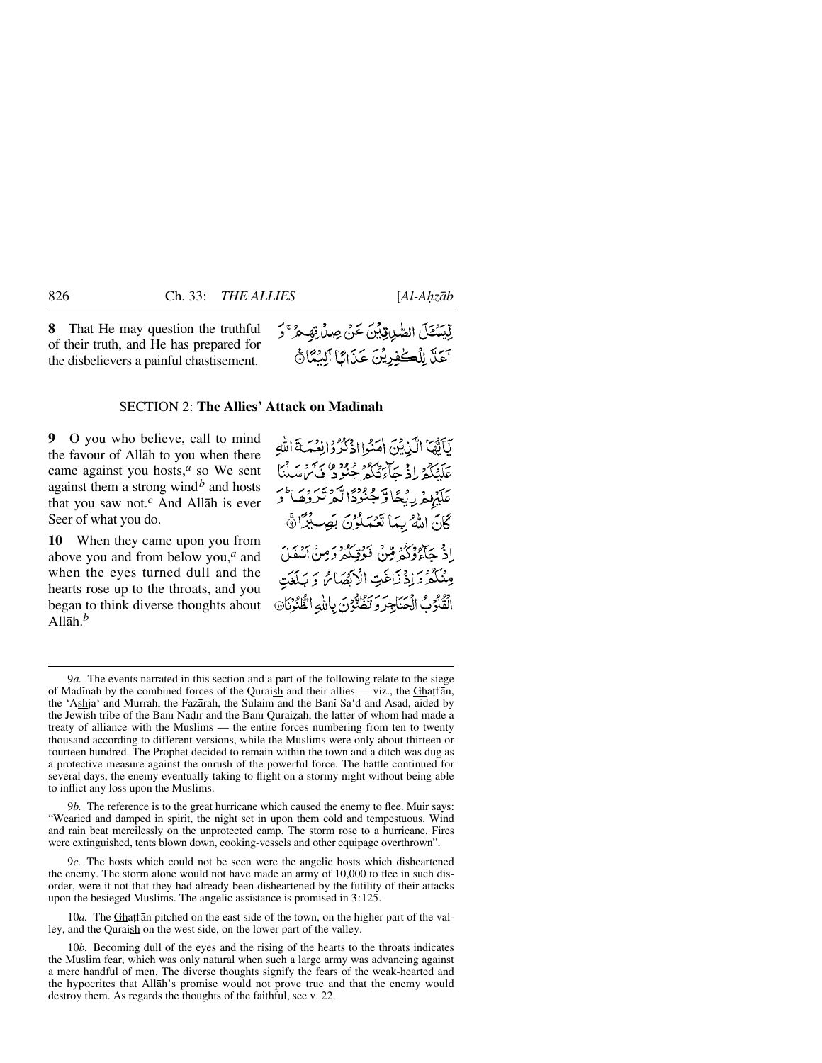**8** That He may question the truthful of their truth, and He has prepared for the disbelievers a painful chastisement.

لِّيَسْـَٔلَ الصّٰدِقِيْنَ عَنْ صِدْقِهِمْ ۚ وَ اَعَدَّ لِلْكٰفِرِيْنَ عَذَابًا اَلِيْمًا ۟

SECTION 2: **The Allies' Attack on Madinah**

**9** O you who believe, call to mind the favour of Allāh to you when there came against you hosts,[a] so We sent against them a strong wind[b] and hosts that you saw not.[c] And Allāh is ever Seer of what you do.

يٰۤاَيُّهَا الَّذِيْنَ اٰمَنُوا اذْكُرُوْا نِعْمَةَ اللّٰهِ عَلَيْكُمْ اِذْ جَآءَتْكُمْ جُنُوْدٌ فَاَرْسَلْنَا عَلَيْهِمْ رِيْحًا وَّ جُنُوْدًا لَّمْ تَرَوْهَا ۚ وَ كَانَ اللّٰهُ بِمَا تَعْمَلُوْنَ بَصِيْرًا ۟

**10** When they came upon you from above you and from below you,[a] and when the eyes turned dull and the hearts rose up to the throats, and you began to think diverse thoughts about Allāh.[b]

اِذْ جَآءُوْكُمْ مِّنْ فَوْقِكُمْ وَ مِنْ اَسْفَلَ مِنْكُمْ وَ اِذْ زَاغَتِ الْاَبْصَارُ وَ بَلَغَتِ الْقُلُوْبُ الْحَنَاجِرَ وَ تَظُنُّوْنَ بِاللّٰهِ الظُّنُوْنَا ۟

---

9*a.* The events narrated in this section and a part of the following relate to the siege of Madīnah by the combined forces of the Quraish and their allies — viz., the Ghaṭfān, the 'Ashja' and Murrah, the Fazārah, the Sulaim and the Banī Sa'd and Asad, aided by the Jewish tribe of the Banī Naḍīr and the Banī Quraiẓah, the latter of whom had made a treaty of alliance with the Muslims — the entire forces numbering from ten to twenty thousand according to different versions, while the Muslims were only about thirteen or fourteen hundred. The Prophet decided to remain within the town and a ditch was dug as a protective measure against the onrush of the powerful force. The battle continued for several days, the enemy eventually taking to flight on a stormy night without being able to inflict any loss upon the Muslims.

9*b.* The reference is to the great hurricane which caused the enemy to flee. Muir says: "Wearied and damped in spirit, the night set in upon them cold and tempestuous. Wind and rain beat mercilessly on the unprotected camp. The storm rose to a hurricane. Fires were extinguished, tents blown down, cooking-vessels and other equipage overthrown".

9*c.* The hosts which could not be seen were the angelic hosts which disheartened the enemy. The storm alone would not have made an army of 10,000 to flee in such disorder, were it not that they had already been disheartened by the futility of their attacks upon the besieged Muslims. The angelic assistance is promised in 3:125.

10*a.* The Ghaṭfān pitched on the east side of the town, on the higher part of the valley, and the Quraish on the west side, on the lower part of the valley.

10*b.* Becoming dull of the eyes and the rising of the hearts to the throats indicates the Muslim fear, which was only natural when such a large army was advancing against a mere handful of men. The diverse thoughts signify the fears of the weak-hearted and the hypocrites that Allāh's promise would not prove true and that the enemy would destroy them. As regards the thoughts of the faithful, see v. 22.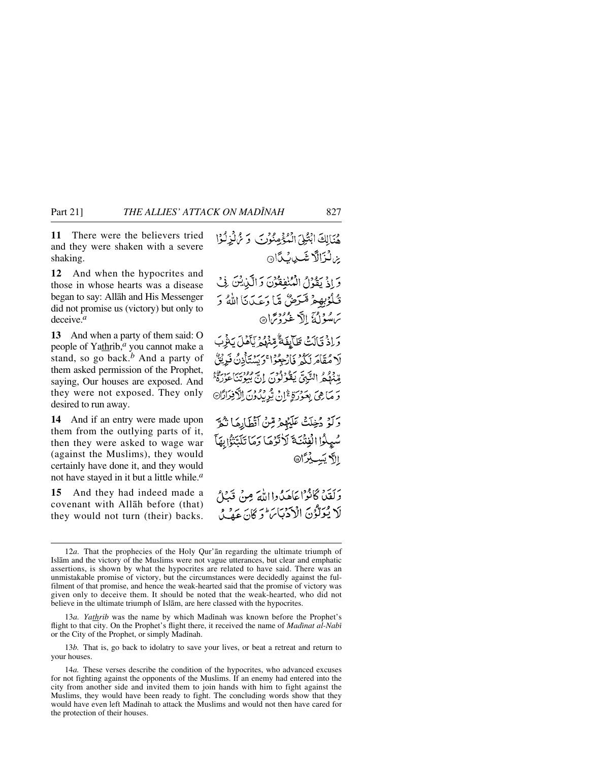**11** There were the believers tried and they were shaken with a severe shaking.

هُنَالِكَ ابْتُلِيَ الْمُؤْمِنُوْنَ وَ زُلْزِلُوْا زِلْزَالًا شَدِيْدًا ⑪

**12** And when the hypocrites and those in whose hearts was a disease began to say: Allāh and His Messenger did not promise us (victory) but only to deceive.[a]

وَ اِذْ يَقُوْلُ الْمُنٰفِقُوْنَ وَ الَّذِيْنَ فِيْ قُلُوْبِهِمْ مَّرَضٌ مَّا وَعَدَنَا اللّٰهُ وَ رَسُوْلُهٗۤ اِلَّا غُرُوْرًا ⑫

**13** And when a party of them said: O people of Yathrib,[a] you cannot make a stand, so go back.[b] And a party of them asked permission of the Prophet, saying, Our houses are exposed. And they were not exposed. They only desired to run away.

وَ اِذْ قَالَتْ طَّآئِفَةٌ مِّنْهُمْ يٰۤاَهْلَ يَثْرِبَ لَا مُقَامَ لَكُمْ فَارْجِعُوْا ۚ وَ يَسْتَاْذِنُ فَرِيْقٌ مِّنْهُمُ النَّبِيَّ يَقُوْلُوْنَ اِنَّ بُيُوْتَنَا عَوْرَةٌ ۚۛ وَ مَا هِيَ بِعَوْرَةٍ ۚۛ اِنْ يُّرِيْدُوْنَ اِلَّا فِرَارًا ⑬

**14** And if an entry were made upon them from the outlying parts of it, then they were asked to wage war (against the Muslims), they would certainly have done it, and they would not have stayed in it but a little while.[a]

وَ لَوْ دُخِلَتْ عَلَيْهِمْ مِّنْ اَقْطَارِهَا ثُمَّ سُئِلُوا الْفِتْنَةَ لَاٰتَوْهَا وَ مَا تَلَبَّثُوْا بِهَاۤ اِلَّا يَسِيْرًا ⑭

**15** And they had indeed made a covenant with Allāh before (that) they would not turn (their) backs.

وَ لَقَدْ كَانُوْا عَاهَدُوا اللّٰهَ مِنْ قَبْلُ لَا يُوَلُّوْنَ الْاَدْبَارَ ؕ وَ كَانَ عَهْدُ

---

12*a.* That the prophecies of the Holy Qur'ān regarding the ultimate triumph of Islām and the victory of the Muslims were not vague utterances, but clear and emphatic assertions, is shown by what the hypocrites are related to have said. There was an unmistakable promise of victory, but the circumstances were decidedly against the fulfilment of that promise, and hence the weak-hearted said that the promise of victory was given only to deceive them. It should be noted that the weak-hearted, who did not believe in the ultimate triumph of Islām, are here classed with the hypocrites.

13*a.* *Yathrib* was the name by which Madīnah was known before the Prophet's flight to that city. On the Prophet's flight there, it received the name of *Madīnat al-Nabī* or the City of the Prophet, or simply Madīnah.

13*b.* That is, go back to idolatry to save your lives, or beat a retreat and return to your houses.

14*a.* These verses describe the condition of the hypocrites, who advanced excuses for not fighting against the opponents of the Muslims. If an enemy had entered into the city from another side and invited them to join hands with him to fight against the Muslims, they would have been ready to fight. The concluding words show that they would have even left Madīnah to attack the Muslims and would not then have cared for the protection of their houses.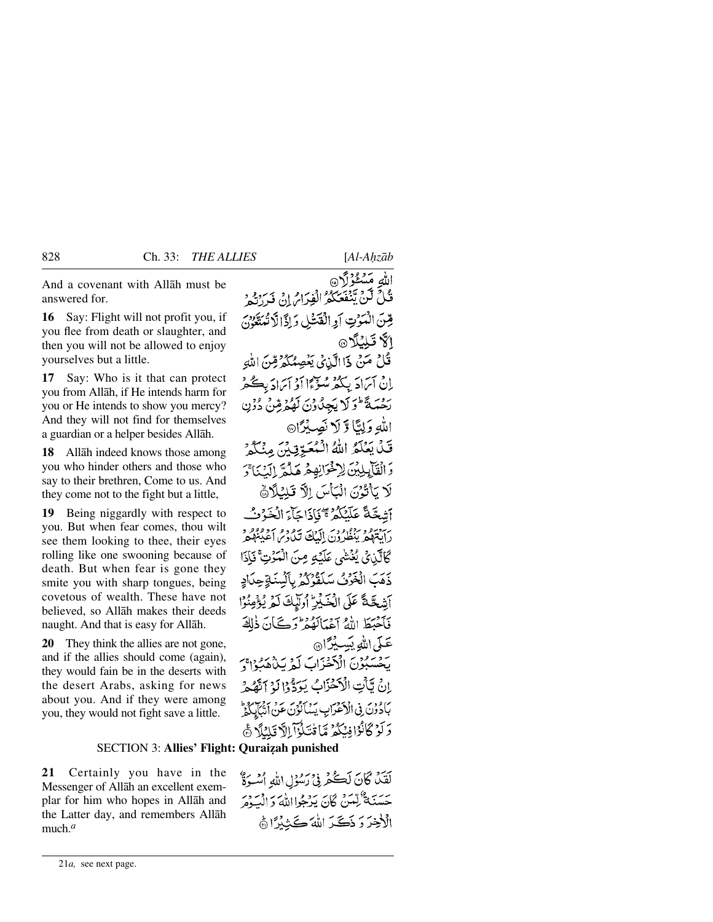And a covenant with Allāh must be answered for.

اللّٰهِ مَسْـُٔوْلًا ﴿۱۵﴾

**16** Say: Flight will not profit you, if you flee from death or slaughter, and then you will not be allowed to enjoy yourselves but a little.

قُلْ لَّنْ يَّنْفَعَكُمُ الْفِرَارُ اِنْ فَرَرْتُمْ مِّنَ الْمَوْتِ اَوِ الْقَتْلِ وَاِذًا لَّا تُمَتَّعُوْنَ اِلَّا قَلِيْلًا ﴿۱۶﴾

**17** Say: Who is it that can protect you from Allāh, if He intends harm for you or He intends to show you mercy? And they will not find for themselves a guardian or a helper besides Allāh.

قُلْ مَنْ ذَا الَّذِيْ يَعْصِمُكُمْ مِّنَ اللّٰهِ اِنْ اَرَادَ بِكُمْ سُوْٓءًا اَوْ اَرَادَ بِكُمْ رَحْمَةً ؕ وَلَا يَجِدُوْنَ لَهُمْ مِّنْ دُوْنِ اللّٰهِ وَلِيًّا وَّلَا نَصِيْرًا ﴿۱۷﴾

**18** Allāh indeed knows those among you who hinder others and those who say to their brethren, Come to us. And they come not to the fight but a little,

قَدْ يَعْلَمُ اللّٰهُ الْمُعَوِّقِيْنَ مِنْكُمْ وَالْقَآئِلِيْنَ لِاِخْوَانِهِمْ هَلُمَّ اِلَيْنَا ۚ وَلَا يَاْتُوْنَ الْبَاْسَ اِلَّا قَلِيْلًا ﴿۱۸﴾

**19** Being niggardly with respect to you. But when fear comes, thou wilt see them looking to thee, their eyes rolling like one swooning because of death. But when fear is gone they smite you with sharp tongues, being covetous of wealth. These have not believed, so Allāh makes their deeds naught. And that is easy for Allāh.

اَشِحَّةً عَلَيْكُمْ ۚۖ فَاِذَا جَآءَ الْخَوْفُ رَاَيْتَهُمْ يَنْظُرُوْنَ اِلَيْكَ تَدُوْرُ اَعْيُنُهُمْ كَالَّذِيْ يُغْشٰى عَلَيْهِ مِنَ الْمَوْتِ ۚ فَاِذَا ذَهَبَ الْخَوْفُ سَلَقُوْكُمْ بِاَلْسِنَةٍ حِدَادٍ اَشِحَّةً عَلَى الْخَيْرِ ؕ اُولٰٓئِكَ لَمْ يُؤْمِنُوْا فَاَحْبَطَ اللّٰهُ اَعْمَالَهُمْ ؕ وَكَانَ ذٰلِكَ عَلَى اللّٰهِ يَسِيْرًا ﴿۱۹﴾

**20** They think the allies are not gone, and if the allies should come (again), they would fain be in the deserts with the desert Arabs, asking for news about you. And if they were among you, they would not fight save a little.

يَحْسَبُوْنَ الْاَحْزَابَ لَمْ يَذْهَبُوْا ۚ وَاِنْ يَّاْتِ الْاَحْزَابُ يَوَدُّوْا لَوْ اَنَّهُمْ بَادُوْنَ فِي الْاَعْرَابِ يَسْاَلُوْنَ عَنْ اَنْۢبَآئِكُمْ ؕ وَلَوْ كَانُوْا فِيْكُمْ مَّا قٰتَلُوْٓا اِلَّا قَلِيْلًا ﴿۲۰﴾

SECTION 3: **Allies' Flight: Quraiẓah punished**

**21** Certainly you have in the Messenger of Allāh an excellent exemplar for him who hopes in Allāh and the Latter day, and remembers Allāh much.[a]

لَقَدْ كَانَ لَكُمْ فِيْ رَسُوْلِ اللّٰهِ اُسْوَةٌ حَسَنَةٌ لِّمَنْ كَانَ يَرْجُوا اللّٰهَ وَالْيَوْمَ الْاٰخِرَ وَذَكَرَ اللّٰهَ كَثِيْرًا ﴿۲۱﴾

---

21*a*, see next page.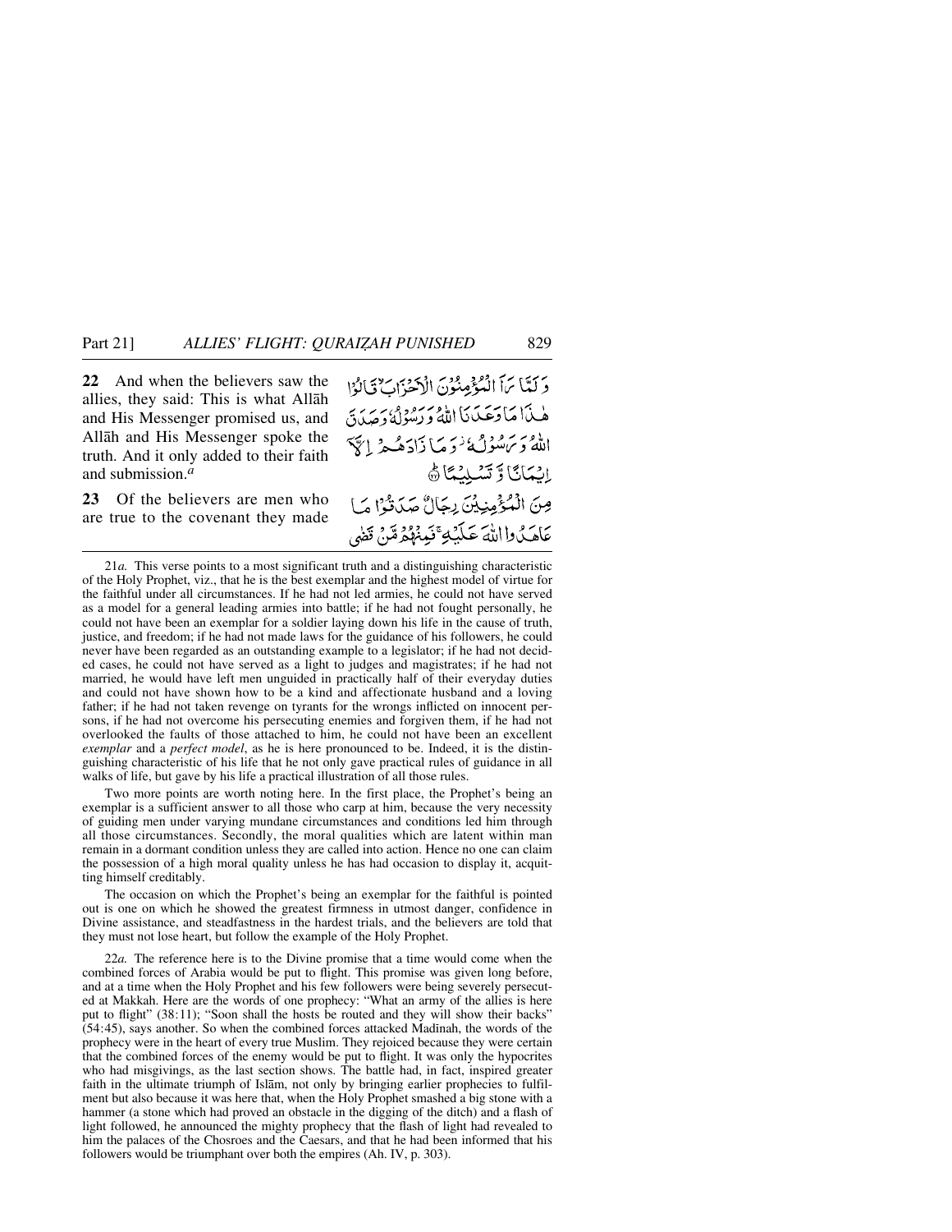**22** And when the believers saw the allies, they said: This is what Allāh and His Messenger promised us, and Allāh and His Messenger spoke the truth. And it only added to their faith and submission.[a]

وَ لَمَّا رَاَ الْمُؤْمِنُوْنَ الْاَحْزَابَ ۙ قَالُوْا هٰذَا مَا وَعَدَنَا اللّٰهُ وَ رَسُوْلُهٗ وَ صَدَقَ اللّٰهُ وَ رَسُوْلُهٗ ۫ وَ مَا زَادَهُمْ اِلَّاۤ اِیْمَانًا وَّ تَسْلِیْمًا ﴿۲۲﴾

**23** Of the believers are men who are true to the covenant they made

مِنَ الْمُؤْمِنِیْنَ رِجَالٌ صَدَقُوْا مَا عَاهَدُوا اللّٰهَ عَلَیْهِ ۚ فَمِنْهُمْ مَّنْ قَضٰی

---

21*a.* This verse points to a most significant truth and a distinguishing characteristic of the Holy Prophet, viz., that he is the best exemplar and the highest model of virtue for the faithful under all circumstances. If he had not led armies, he could not have served as a model for a general leading armies into battle; if he had not fought personally, he could not have been an exemplar for a soldier laying down his life in the cause of truth, justice, and freedom; if he had not made laws for the guidance of his followers, he could never have been regarded as an outstanding example to a legislator; if he had not decided cases, he could not have served as a light to judges and magistrates; if he had not married, he would have left men unguided in practically half of their everyday duties and could not have shown how to be a kind and affectionate husband and a loving father; if he had not taken revenge on tyrants for the wrongs inflicted on innocent persons, if he had not overcome his persecuting enemies and forgiven them, if he had not overlooked the faults of those attached to him, he could not have been an excellent *exemplar* and a *perfect model*, as he is here pronounced to be. Indeed, it is the distinguishing characteristic of his life that he not only gave practical rules of guidance in all walks of life, but gave by his life a practical illustration of all those rules.

Two more points are worth noting here. In the first place, the Prophet's being an exemplar is a sufficient answer to all those who carp at him, because the very necessity of guiding men under varying mundane circumstances and conditions led him through all those circumstances. Secondly, the moral qualities which are latent within man remain in a dormant condition unless they are called into action. Hence no one can claim the possession of a high moral quality unless he has had occasion to display it, acquitting himself creditably.

The occasion on which the Prophet's being an exemplar for the faithful is pointed out is one on which he showed the greatest firmness in utmost danger, confidence in Divine assistance, and steadfastness in the hardest trials, and the believers are told that they must not lose heart, but follow the example of the Holy Prophet.

22*a.* The reference here is to the Divine promise that a time would come when the combined forces of Arabia would be put to flight. This promise was given long before, and at a time when the Holy Prophet and his few followers were being severely persecuted at Makkah. Here are the words of one prophecy: "What an army of the allies is here put to flight" (38:11); "Soon shall the hosts be routed and they will show their backs" (54:45), says another. So when the combined forces attacked Madinah, the words of the prophecy were in the heart of every true Muslim. They rejoiced because they were certain that the combined forces of the enemy would be put to flight. It was only the hypocrites who had misgivings, as the last section shows. The battle had, in fact, inspired greater faith in the ultimate triumph of Islām, not only by bringing earlier prophecies to fulfilment but also because it was here that, when the Holy Prophet smashed a big stone with a hammer (a stone which had proved an obstacle in the digging of the ditch) and a flash of light followed, he announced the mighty prophecy that the flash of light had revealed to him the palaces of the Chosroes and the Caesars, and that he had been informed that his followers would be triumphant over both the empires (Ah. IV, p. 303).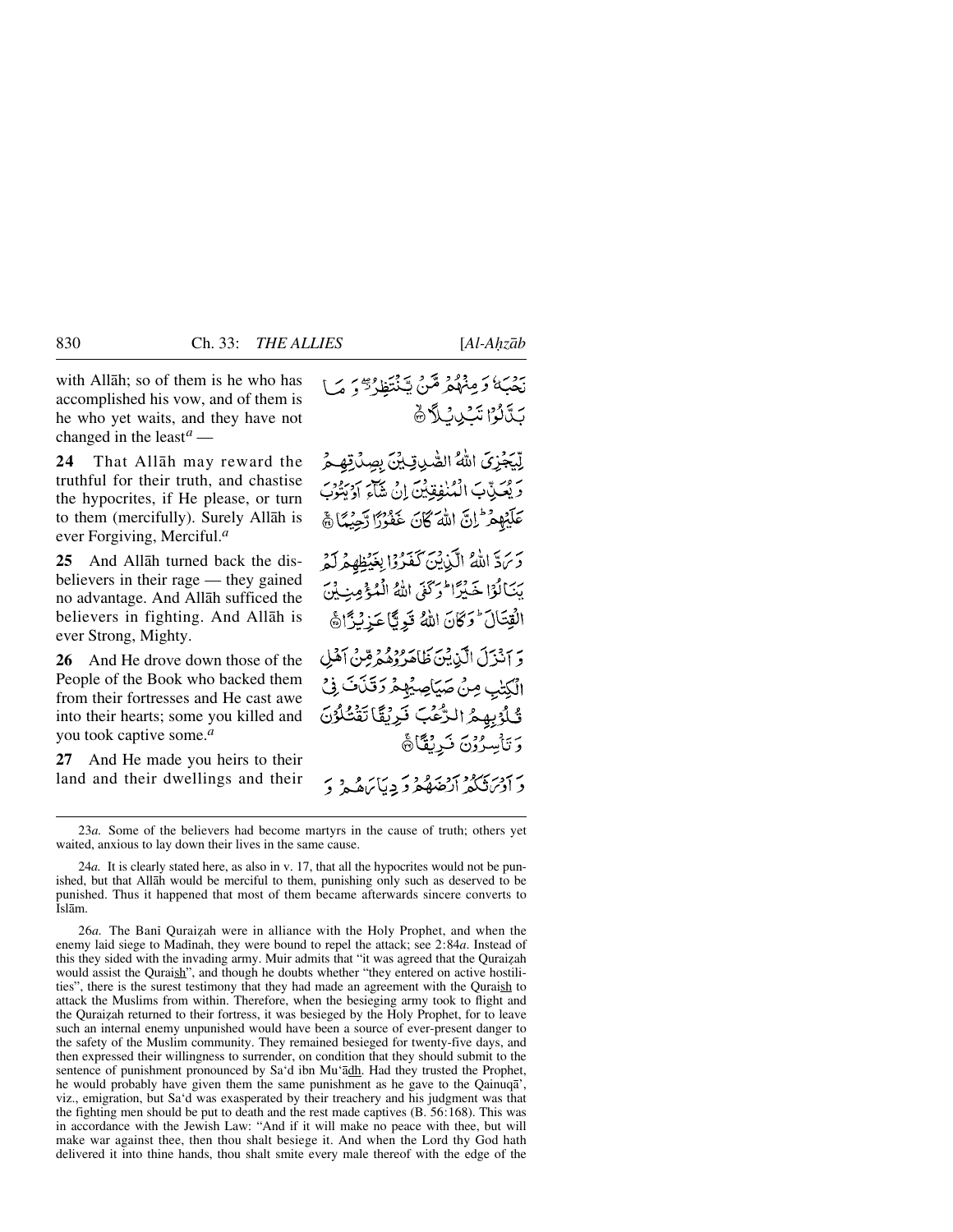with Allāh; so of them is he who has accomplished his vow, and of them is he who yet waits, and they have not changed in the least[a] —

نَحْبَهٗ وَ مِنْهُمْ مَّنْ يَّنْتَظِرُ ۖ وَ مَا بَدَّلُوْا تَبْدِيْلًا ۙ﴿۲۳﴾

**24** That Allāh may reward the truthful for their truth, and chastise the hypocrites, if He please, or turn to them (mercifully). Surely Allāh is ever Forgiving, Merciful.[a]

لِّيَجْزِيَ اللّٰهُ الصّٰدِقِيْنَ بِصِدْقِهِمْ وَ يُعَذِّبَ الْمُنٰفِقِيْنَ اِنْ شَآءَ اَوْ يَتُوْبَ عَلَيْهِمْ ؕ اِنَّ اللّٰهَ كَانَ غَفُوْرًا رَّحِيْمًا ﴿۲۴﴾

**25** And Allāh turned back the disbelievers in their rage — they gained no advantage. And Allāh sufficed the believers in fighting. And Allāh is ever Strong, Mighty.

وَ رَدَّ اللّٰهُ الَّذِيْنَ كَفَرُوْا بِغَيْظِهِمْ لَمْ يَنَالُوْا خَيْرًا ؕ وَ كَفَى اللّٰهُ الْمُؤْمِنِيْنَ الْقِتَالَ ؕ وَ كَانَ اللّٰهُ قَوِيًّا عَزِيْزًا ﴿۲۵﴾

**26** And He drove down those of the People of the Book who backed them from their fortresses and He cast awe into their hearts; some you killed and you took captive some.[a]

وَ اَنْزَلَ الَّذِيْنَ ظَاهَرُوْهُمْ مِّنْ اَهْلِ الْكِتٰبِ مِنْ صَيَاصِيْهِمْ وَ قَذَفَ فِيْ قُلُوْبِهِمُ الرُّعْبَ فَرِيْقًا تَقْتُلُوْنَ وَ تَاْسِرُوْنَ فَرِيْقًا ﴿۲۶﴾

**27** And He made you heirs to their land and their dwellings and their

وَ اَوْرَثَكُمْ اَرْضَهُمْ وَ دِيَارَهُمْ وَ

---

23*a.* Some of the believers had become martyrs in the cause of truth; others yet waited, anxious to lay down their lives in the same cause.

24*a.* It is clearly stated here, as also in v. 17, that all the hypocrites would not be punished, but that Allāh would be merciful to them, punishing only such as deserved to be punished. Thus it happened that most of them became afterwards sincere converts to Islām.

26*a.* The Banī Quraiẓah were in alliance with the Holy Prophet, and when the enemy laid siege to Madīnah, they were bound to repel the attack; see 2:84*a*. Instead of this they sided with the invading army. Muir admits that "it was agreed that the Quraiẓah would assist the Quraish", and though he doubts whether "they entered on active hostilities", there is the surest testimony that they had made an agreement with the Quraish to attack the Muslims from within. Therefore, when the besieging army took to flight and the Quraiẓah returned to their fortress, it was besieged by the Holy Prophet, for to leave such an internal enemy unpunished would have been a source of ever-present danger to the safety of the Muslim community. They remained besieged for twenty-five days, and then expressed their willingness to surrender, on condition that they should submit to the sentence of punishment pronounced by Sa'd ibn Mu'ādh. Had they trusted the Prophet, he would probably have given them the same punishment as he gave to the Qainuqā', viz., emigration, but Sa'd was exasperated by their treachery and his judgment was that the fighting men should be put to death and the rest made captives (B. 56:168). This was in accordance with the Jewish Law: "And if it will make no peace with thee, but will make war against thee, then thou shalt besiege it. And when the Lord thy God hath delivered it into thine hands, thou shalt smite every male thereof with the edge of the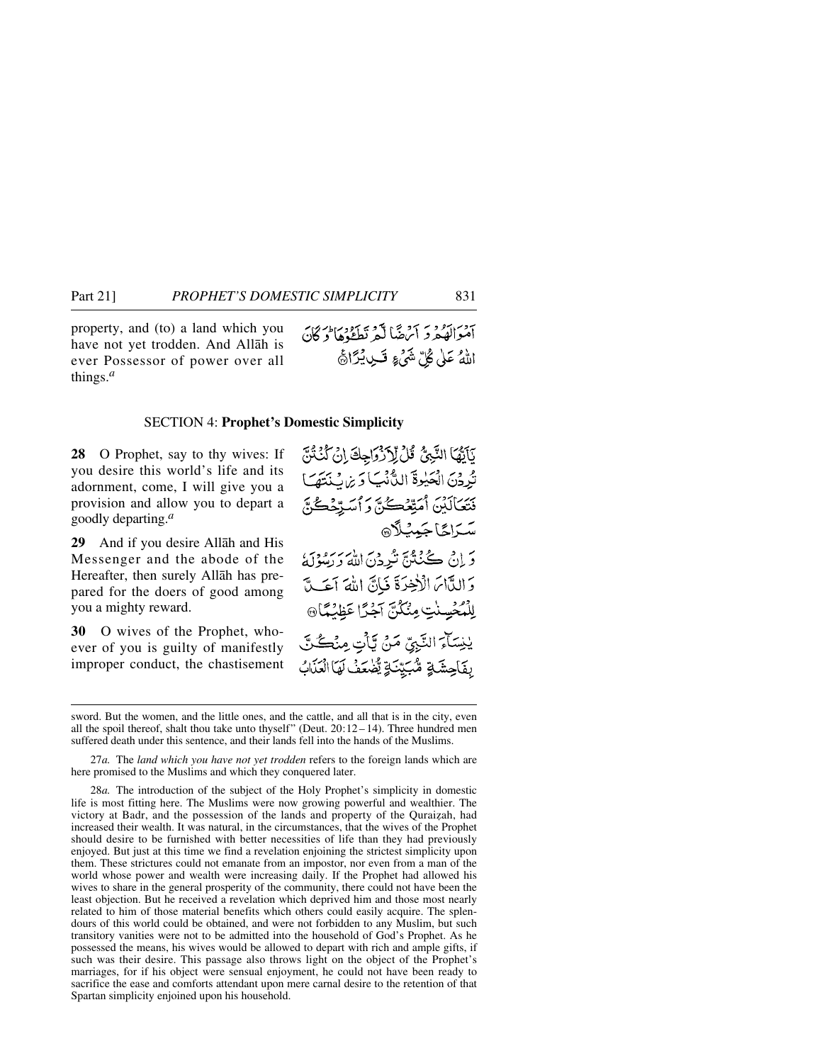property, and (to) a land which you have not yet trodden. And Allāh is ever Possessor of power over all things.[a]

وَأَمْوَالَهُمْ وَأَرْضًا لَّمْ تَطَـُٔوهَا ۚ وَكَانَ اللَّهُ عَلَىٰ كُلِّ شَيْءٍ قَدِيرًا ﴿٢٧﴾

## SECTION 4: Prophet's Domestic Simplicity

**28** O Prophet, say to thy wives: If you desire this world's life and its adornment, come, I will give you a provision and allow you to depart a goodly departing.[a]

يَـٰٓأَيُّهَا النَّبِيُّ قُل لِّأَزْوَٰجِكَ إِن كُنتُنَّ تُرِدْنَ الْحَيَوٰةَ الدُّنْيَا وَزِينَتَهَا فَتَعَالَيْنَ أُمَتِّعْكُنَّ وَأُسَرِّحْكُنَّ سَرَاحًا جَمِيلًا ﴿٢٨﴾

**29** And if you desire Allāh and His Messenger and the abode of the Hereafter, then surely Allāh has prepared for the doers of good among you a mighty reward.

وَإِن كُنتُنَّ تُرِدْنَ اللَّهَ وَرَسُولَهُۥ وَالدَّارَ الْـَٔاخِرَةَ فَإِنَّ اللَّهَ أَعَدَّ لِلْمُحْسِنَـٰتِ مِنكُنَّ أَجْرًا عَظِيمًا ﴿٢٩﴾

**30** O wives of the Prophet, whoever of you is guilty of manifestly improper conduct, the chastisement

يَـٰنِسَآءَ النَّبِيِّ مَن يَأْتِ مِنكُنَّ بِفَـٰحِشَةٍ مُّبَيِّنَةٍ يُضَـٰعَفْ لَهَا الْعَذَابُ

---

sword. But the women, and the little ones, and the cattle, and all that is in the city, even all the spoil thereof, shalt thou take unto thyself" (Deut. 20:12–14). Three hundred men suffered death under this sentence, and their lands fell into the hands of the Muslims.

27*a.* The *land which you have not yet trodden* refers to the foreign lands which are here promised to the Muslims and which they conquered later.

28*a.* The introduction of the subject of the Holy Prophet's simplicity in domestic life is most fitting here. The Muslims were now growing powerful and wealthier. The victory at Badr, and the possession of the lands and property of the Quraiẓah, had increased their wealth. It was natural, in the circumstances, that the wives of the Prophet should desire to be furnished with better necessities of life than they had previously enjoyed. But just at this time we find a revelation enjoining the strictest simplicity upon them. These strictures could not emanate from an impostor, nor even from a man of the world whose power and wealth were increasing daily. If the Prophet had allowed his wives to share in the general prosperity of the community, there could not have been the least objection. But he received a revelation which deprived him and those most nearly related to him of those material benefits which others could easily acquire. The splendours of this world could be obtained, and were not forbidden to any Muslim, but such transitory vanities were not to be admitted into the household of God's Prophet. As he possessed the means, his wives would be allowed to depart with rich and ample gifts, if such was their desire. This passage also throws light on the object of the Prophet's marriages, for if his object were sensual enjoyment, he could not have been ready to sacrifice the ease and comforts attendant upon mere carnal desire to the retention of that Spartan simplicity enjoined upon his household.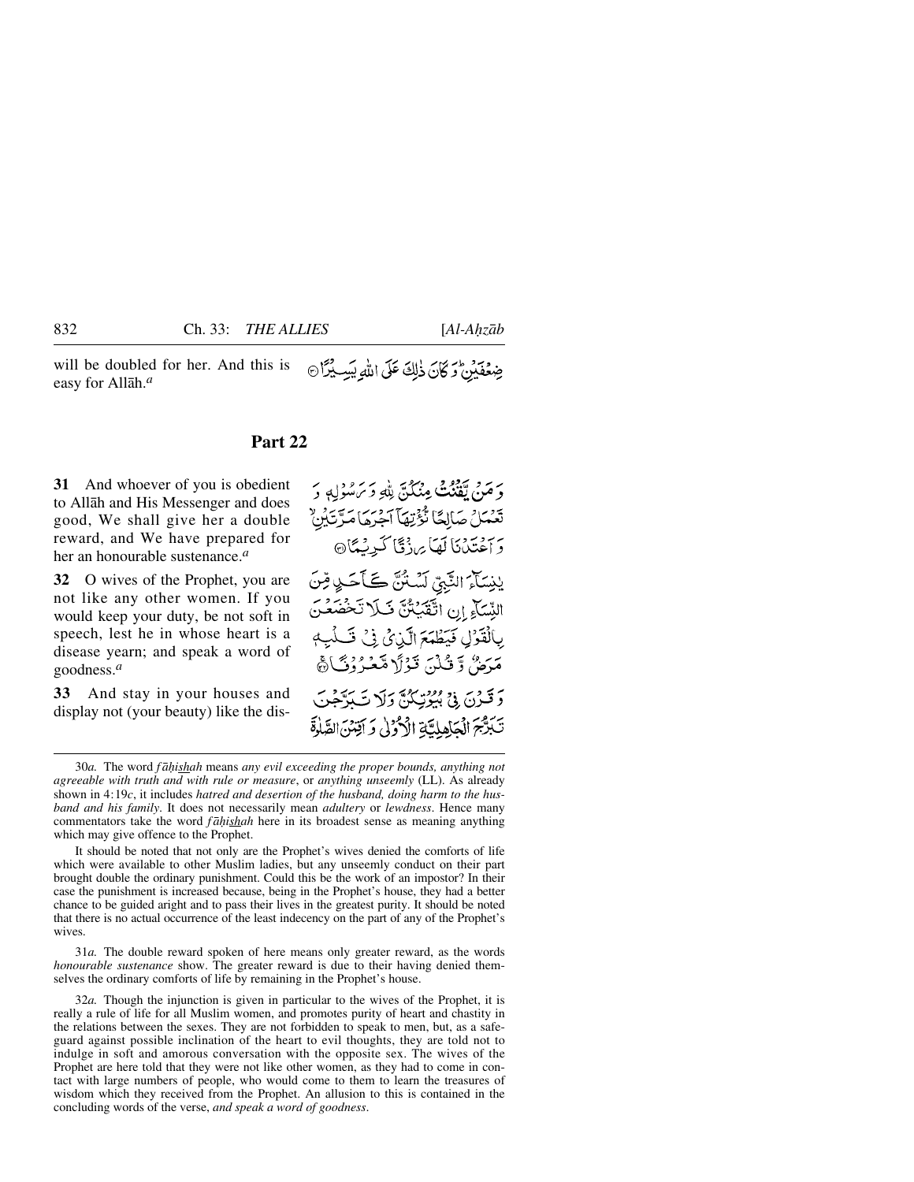will be doubled for her. And this is easy for Allāh.[a]

ضِعْفَيْنِ ۚ وَكَانَ ذٰلِكَ عَلَى اللّٰهِ يَسِيْرًا ۝

## Part 22

**31** And whoever of you is obedient to Allāh and His Messenger and does good, We shall give her a double reward, and We have prepared for her an honourable sustenance.[a]

وَمَنْ يَّقْنُتْ مِنْكُنَّ لِلّٰهِ وَرَسُوْلِهٖ وَتَعْمَلْ صَالِحًا نُّؤْتِهَآ اَجْرَهَا مَرَّتَيْنِ ۙ وَاَعْتَدْنَا لَهَا رِزْقًا كَرِيْمًا ۝

**32** O wives of the Prophet, you are not like any other women. If you would keep your duty, be not soft in speech, lest he in whose heart is a disease yearn; and speak a word of goodness.[a]

يٰنِسَآءَ النَّبِيِّ لَسْتُنَّ كَاَحَدٍ مِّنَ النِّسَآءِ اِنِ اتَّقَيْتُنَّ فَلَا تَخْضَعْنَ بِالْقَوْلِ فَيَطْمَعَ الَّذِيْ فِيْ قَلْبِهٖ مَرَضٌ وَّقُلْنَ قَوْلًا مَّعْرُوْفًا ۝

**33** And stay in your houses and display not (your beauty) like the dis-

وَقَرْنَ فِيْ بُيُوْتِكُنَّ وَلَا تَبَرَّجْنَ تَبَرُّجَ الْجَاهِلِيَّةِ الْاُوْلٰى وَاَقِمْنَ الصَّلٰوةَ

---

30*a.* The word *fāḥishah* means *any evil exceeding the proper bounds, anything not agreeable with truth and with rule or measure*, or *anything unseemly* (LL). As already shown in 4:19*c*, it includes *hatred and desertion of the husband, doing harm to the husband and his family*. It does not necessarily mean *adultery* or *lewdness*. Hence many commentators take the word *fāḥishah* here in its broadest sense as meaning anything which may give offence to the Prophet.

It should be noted that not only are the Prophet's wives denied the comforts of life which were available to other Muslim ladies, but any unseemly conduct on their part brought double the ordinary punishment. Could this be the work of an impostor? In their case the punishment is increased because, being in the Prophet's house, they had a better chance to be guided aright and to pass their lives in the greatest purity. It should be noted that there is no actual occurrence of the least indecency on the part of any of the Prophet's wives.

31*a.* The double reward spoken of here means only greater reward, as the words *honourable sustenance* show. The greater reward is due to their having denied themselves the ordinary comforts of life by remaining in the Prophet's house.

32*a.* Though the injunction is given in particular to the wives of the Prophet, it is really a rule of life for all Muslim women, and promotes purity of heart and chastity in the relations between the sexes. They are not forbidden to speak to men, but, as a safeguard against possible inclination of the heart to evil thoughts, they are told not to indulge in soft and amorous conversation with the opposite sex. The wives of the Prophet are here told that they were not like other women, as they had to come in contact with large numbers of people, who would come to them to learn the treasures of wisdom which they received from the Prophet. An allusion to this is contained in the concluding words of the verse, *and speak a word of goodness*.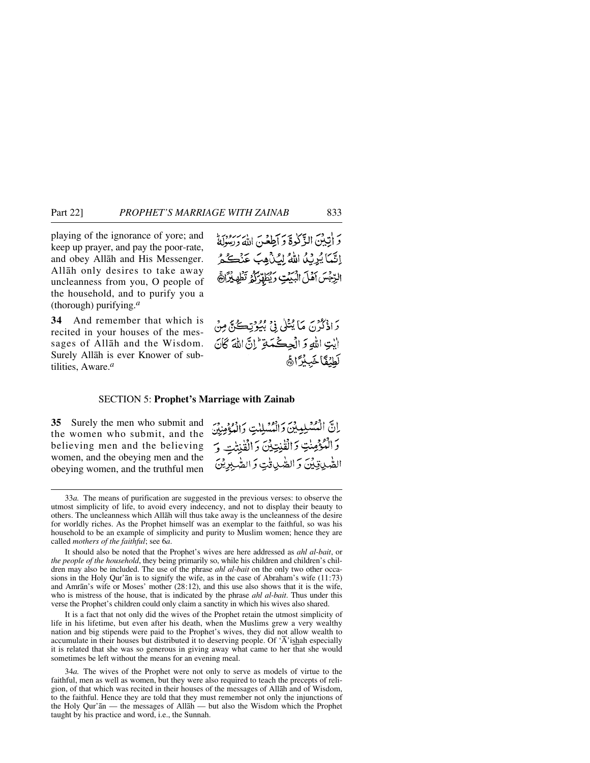playing of the ignorance of yore; and keep up prayer, and pay the poor-rate, and obey Allāh and His Messenger. Allāh only desires to take away uncleanness from you, O people of the household, and to purify you a (thorough) purifying.[a]

وَ اٰتِيْنَ الزَّكٰوةَ وَ اَطِعْنَ اللّٰهَ وَرَسُوْلَهٗ ؕ اِنَّمَا يُرِيْدُ اللّٰهُ لِيُذْهِبَ عَنْكُمُ الرِّجْسَ اَهْلَ الْبَيْتِ وَيُطَهِّرَكُمْ تَطْهِيْرًا ۚ

**34** And remember that which is recited in your houses of the messages of Allāh and the Wisdom. Surely Allāh is ever Knower of subtilities, Aware.[a]

وَ اذْكُرْنَ مَا يُتْلٰى فِيْ بُيُوْتِكُنَّ مِنْ اٰيٰتِ اللّٰهِ وَ الْحِكْمَةِ ؕ اِنَّ اللّٰهَ كَانَ لَطِيْفًا خَبِيْرًا ۟

## SECTION 5: **Prophet's Marriage with Zainab**

**35** Surely the men who submit and the women who submit, and the believing men and the believing women, and the obeying men and the obeying women, and the truthful men

اِنَّ الْمُسْلِمِيْنَ وَالْمُسْلِمٰتِ وَالْمُؤْمِنِيْنَ وَ الْمُؤْمِنٰتِ وَ الْقٰنِتِيْنَ وَ الْقٰنِتٰتِ وَ الصّٰدِقِيْنَ وَ الصّٰدِقٰتِ وَ الصّٰبِرِيْنَ

---

33*a.* The means of purification are suggested in the previous verses: to observe the utmost simplicity of life, to avoid every indecency, and not to display their beauty to others. The uncleanness which Allāh will thus take away is the uncleanness of the desire for worldly riches. As the Prophet himself was an exemplar to the faithful, so was his household to be an example of simplicity and purity to Muslim women; hence they are called *mothers of the faithful*; see 6*a*.

It should also be noted that the Prophet's wives are here addressed as *ahl al-bait*, or *the people of the household*, they being primarily so, while his children and children's children may also be included. The use of the phrase *ahl al-bait* on the only two other occasions in the Holy Qur'ān is to signify the wife, as in the case of Abraham's wife (11:73) and Amrān's wife or Moses' mother (28:12), and this use also shows that it is the wife, who is mistress of the house, that is indicated by the phrase *ahl al-bait*. Thus under this verse the Prophet's children could only claim a sanctity in which his wives also shared.

It is a fact that not only did the wives of the Prophet retain the utmost simplicity of life in his lifetime, but even after his death, when the Muslims grew a very wealthy nation and big stipends were paid to the Prophet's wives, they did not allow wealth to accumulate in their houses but distributed it to deserving people. Of 'Ā'ishah especially it is related that she was so generous in giving away what came to her that she would sometimes be left without the means for an evening meal.

34*a.* The wives of the Prophet were not only to serve as models of virtue to the faithful, men as well as women, but they were also required to teach the precepts of religion, of that which was recited in their houses of the messages of Allāh and of Wisdom, to the faithful. Hence they are told that they must remember not only the injunctions of the Holy Qur'ān — the messages of Allāh — but also the Wisdom which the Prophet taught by his practice and word, i.e., the Sunnah.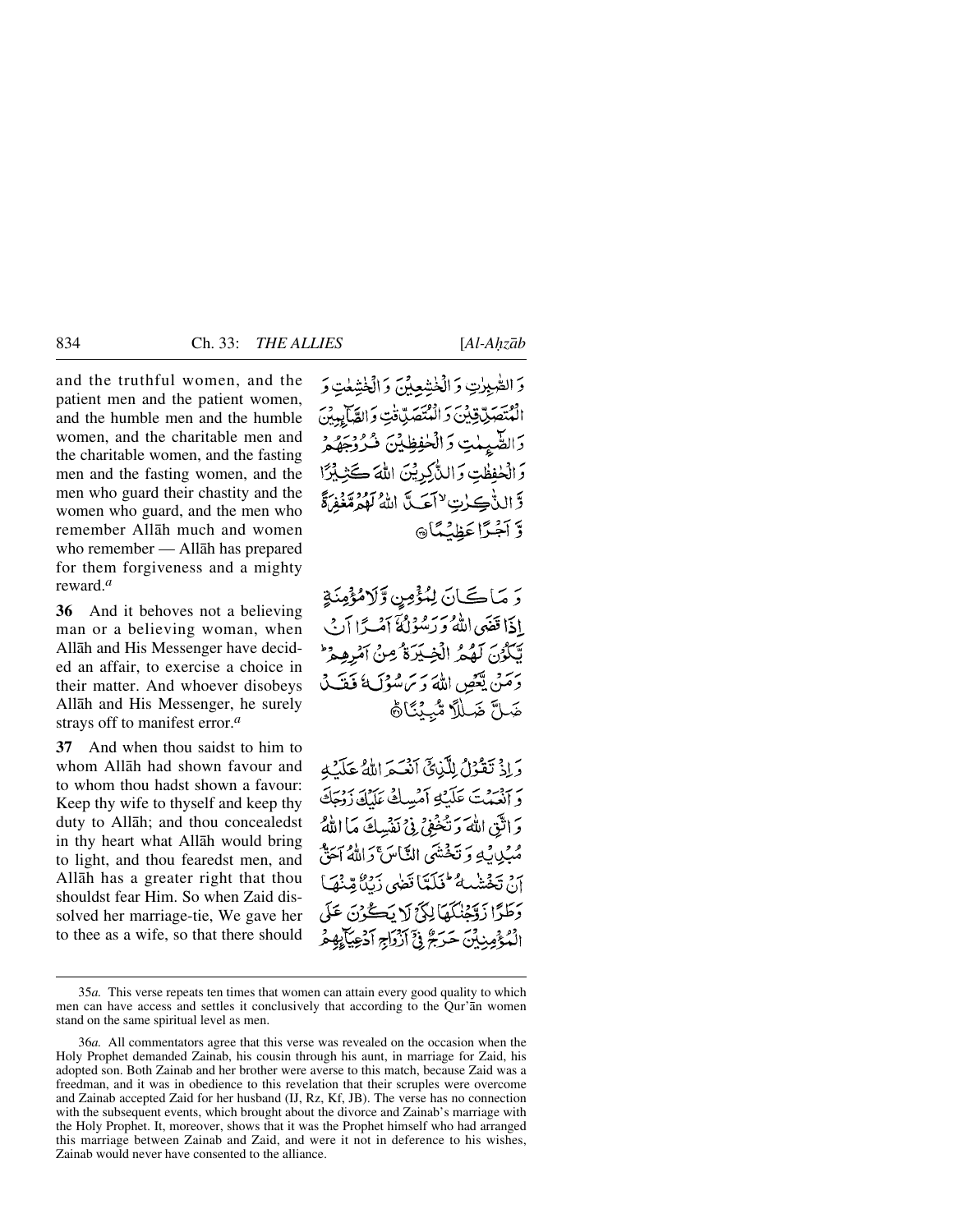and the truthful women, and the patient men and the patient women, and the humble men and the humble women, and the charitable men and the charitable women, and the fasting men and the fasting women, and the men who guard their chastity and the women who guard, and the men who remember Allāh much and women who remember — Allāh has prepared for them forgiveness and a mighty reward.[a]

وَ الصّٰبِرٰتِ وَ الْخٰشِعِيْنَ وَ الْخٰشِعٰتِ وَ الْمُتَصَدِّقِيْنَ وَ الْمُتَصَدِّقٰتِ وَ الصَّآئِمِيْنَ وَ الصّٰٓئِمٰتِ وَ الْحٰفِظِيْنَ فُرُوْجَهُمْ وَ الْحٰفِظٰتِ وَ الذّٰكِرِيْنَ اللّٰهَ كَثِيْرًا وَّ الذّٰكِرٰتِ ۙ اَعَدَّ اللّٰهُ لَهُمْ مَّغْفِرَةً وَّ اَجْرًا عَظِيْمًا ﴿۳۵﴾

**36** And it behoves not a believing man or a believing woman, when Allāh and His Messenger have decided an affair, to exercise a choice in their matter. And whoever disobeys Allāh and His Messenger, he surely strays off to manifest error.[a]

وَ مَا كَانَ لِمُؤْمِنٍ وَّ لَا مُؤْمِنَةٍ اِذَا قَضَى اللّٰهُ وَ رَسُوْلُهٗۤ اَمْرًا اَنْ يَّكُوْنَ لَهُمُ الْخِيَرَةُ مِنْ اَمْرِهِمْ ؕ وَ مَنْ يَّعْصِ اللّٰهَ وَ رَسُوْلَهٗ فَقَدْ ضَلَّ ضَلٰلًا مُّبِيْنًا ﴿ؕ۳۶﴾

**37** And when thou saidst to him to whom Allāh had shown favour and to whom thou hadst shown a favour: Keep thy wife to thyself and keep thy duty to Allāh; and thou concealedst in thy heart what Allāh would bring to light, and thou fearedst men, and Allāh has a greater right that thou shouldst fear Him. So when Zaid dissolved her marriage-tie, We gave her to thee as a wife, so that there should

وَ اِذْ تَقُوْلُ لِلَّذِيْۤ اَنْعَمَ اللّٰهُ عَلَيْهِ وَ اَنْعَمْتَ عَلَيْهِ اَمْسِكْ عَلَيْكَ زَوْجَكَ وَ اتَّقِ اللّٰهَ وَ تُخْفِيْ فِيْ نَفْسِكَ مَا اللّٰهُ مُبْدِيْهِ وَ تَخْشَى النَّاسَ ۚ وَ اللّٰهُ اَحَقُّ اَنْ تَخْشٰىهُ ؕ فَلَمَّا قَضٰى زَيْدٌ مِّنْهَا وَطَرًا زَوَّجْنٰكَهَا لِكَيْ لَا يَكُوْنَ عَلَى الْمُؤْمِنِيْنَ حَرَجٌ فِيْۤ اَزْوَاجِ اَدْعِيَآئِهِمْ

---

35*a.* This verse repeats ten times that women can attain every good quality to which men can have access and settles it conclusively that according to the Qur'ān women stand on the same spiritual level as men.

36*a.* All commentators agree that this verse was revealed on the occasion when the Holy Prophet demanded Zainab, his cousin through his aunt, in marriage for Zaid, his adopted son. Both Zainab and her brother were averse to this match, because Zaid was a freedman, and it was in obedience to this revelation that their scruples were overcome and Zainab accepted Zaid for her husband (IJ, Rz, Kf, JB). The verse has no connection with the subsequent events, which brought about the divorce and Zainab's marriage with the Holy Prophet. It, moreover, shows that it was the Prophet himself who had arranged this marriage between Zainab and Zaid, and were it not in deference to his wishes, Zainab would never have consented to the alliance.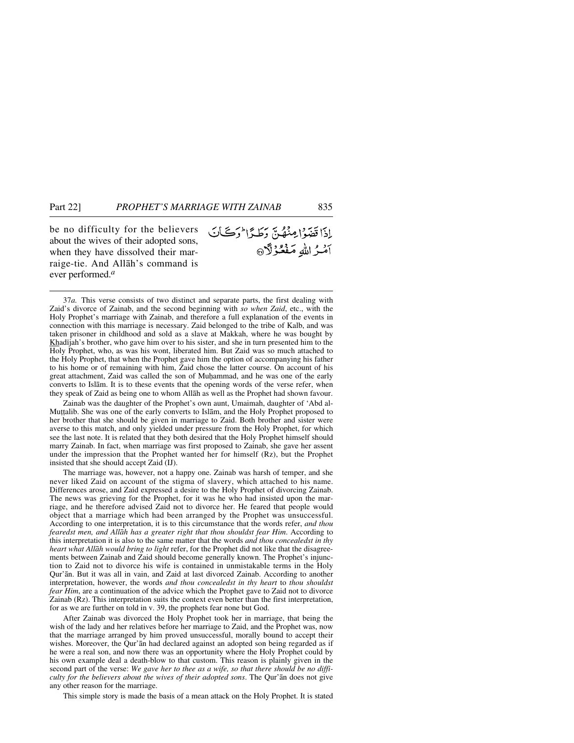be no difficulty for the believers about the wives of their adopted sons, when they have dissolved their marraige-tie. And Allāh's command is ever performed.[a]

إِذَا قَضَوْا مِنْهُنَّ وَطَرًا ۚ وَكَانَ أَمْرُ اللَّهِ مَفْعُولًا

---

37*a.* This verse consists of two distinct and separate parts, the first dealing with Zaid's divorce of Zainab, and the second beginning with *so when Zaid*, etc., with the Holy Prophet's marriage with Zainab, and therefore a full explanation of the events in connection with this marriage is necessary. Zaid belonged to the tribe of Kalb, and was taken prisoner in childhood and sold as a slave at Makkah, where he was bought by Khadījah's brother, who gave him over to his sister, and she in turn presented him to the Holy Prophet, who, as was his wont, liberated him. But Zaid was so much attached to the Holy Prophet, that when the Prophet gave him the option of accompanying his father to his home or of remaining with him, Zaid chose the latter course. On account of his great attachment, Zaid was called the son of Muḥammad, and he was one of the early converts to Islām. It is to these events that the opening words of the verse refer, when they speak of Zaid as being one to whom Allāh as well as the Prophet had shown favour.

Zainab was the daughter of the Prophet's own aunt, Umaimah, daughter of 'Abd al-Muṭṭalib. She was one of the early converts to Islām, and the Holy Prophet proposed to her brother that she should be given in marriage to Zaid. Both brother and sister were averse to this match, and only yielded under pressure from the Holy Prophet, for which see the last note. It is related that they both desired that the Holy Prophet himself should marry Zainab. In fact, when marriage was first proposed to Zainab, she gave her assent under the impression that the Prophet wanted her for himself (Rz), but the Prophet insisted that she should accept Zaid (IJ).

The marriage was, however, not a happy one. Zainab was harsh of temper, and she never liked Zaid on account of the stigma of slavery, which attached to his name. Differences arose, and Zaid expressed a desire to the Holy Prophet of divorcing Zainab. The news was grieving for the Prophet, for it was he who had insisted upon the marriage, and he therefore advised Zaid not to divorce her. He feared that people would object that a marriage which had been arranged by the Prophet was unsuccessful. According to one interpretation, it is to this circumstance that the words refer, *and thou fearedst men, and Allāh has a greater right that thou shouldst fear Him.* According to this interpretation it is also to the same matter that the words *and thou concealedst in thy heart what Allāh would bring to light* refer, for the Prophet did not like that the disagreements between Zainab and Zaid should become generally known. The Prophet's injunction to Zaid not to divorce his wife is contained in unmistakable terms in the Holy Qur'ān. But it was all in vain, and Zaid at last divorced Zainab. According to another interpretation, however, the words *and thou concealedst in thy heart* to *thou shouldst fear Him*, are a continuation of the advice which the Prophet gave to Zaid not to divorce Zainab (Rz). This interpretation suits the context even better than the first interpretation, for as we are further on told in v. 39, the prophets fear none but God.

After Zainab was divorced the Holy Prophet took her in marriage, that being the wish of the lady and her relatives before her marriage to Zaid, and the Prophet was, now that the marriage arranged by him proved unsuccessful, morally bound to accept their wishes. Moreover, the Qur'ān had declared against an adopted son being regarded as if he were a real son, and now there was an opportunity where the Holy Prophet could by his own example deal a death-blow to that custom. This reason is plainly given in the second part of the verse: *We gave her to thee as a wife, so that there should be no difficulty for the believers about the wives of their adopted sons*. The Qur'ān does not give any other reason for the marriage.

This simple story is made the basis of a mean attack on the Holy Prophet. It is stated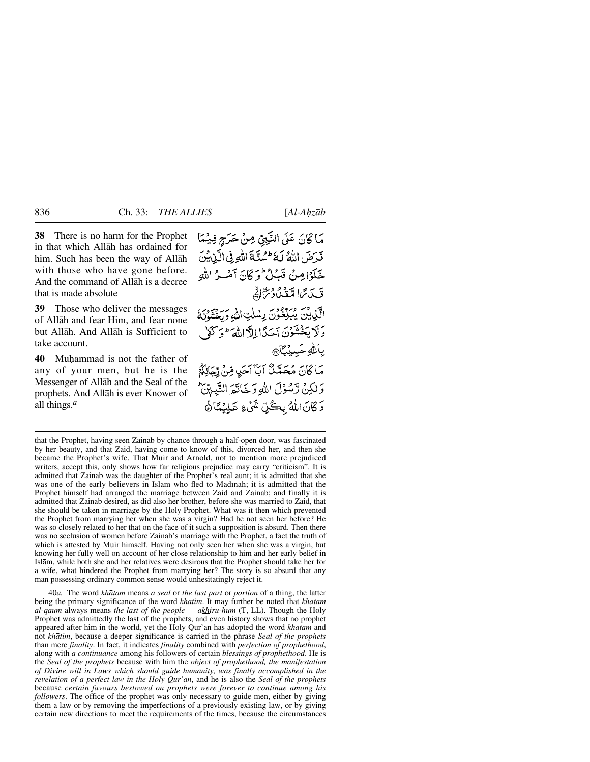**38** There is no harm for the Prophet in that which Allāh has ordained for him. Such has been the way of Allāh with those who have gone before. And the command of Allāh is a decree that is made absolute —

مَا كَانَ عَلَى النَّبِيِّ مِنْ حَرَجٍ فِيمَا فَرَضَ اللّٰهُ لَهٗ ؕ سُنَّةَ اللّٰهِ فِى الَّذِيْنَ خَلَوْا مِنْ قَبْلُ ؕ وَكَانَ اَمْرُ اللّٰهِ قَدَرًا مَّقْدُوْرَا ۣ

**39** Those who deliver the messages of Allāh and fear Him, and fear none but Allāh. And Allāh is Sufficient to take account.

الَّذِيْنَ يُبَلِّغُوْنَ رِسٰلٰتِ اللّٰهِ وَيَخْشَوْنَهٗ وَلَا يَخْشَوْنَ اَحَدًا اِلَّا اللّٰهَ ؕ وَكَفٰى بِاللّٰهِ حَسِيْبًا ۝

**40** Muḥammad is not the father of any of your men, but he is the Messenger of Allāh and the Seal of the prophets. And Allāh is ever Knower of all things.[a]

مَا كَانَ مُحَمَّدٌ اَبَاۤ اَحَدٍ مِّنْ رِّجَالِكُمْ وَلٰكِنْ رَّسُوْلَ اللّٰهِ وَخَاتَمَ النَّبِيّٖنَ ؕ وَكَانَ اللّٰهُ بِكُلِّ شَىْءٍ عَلِيْمًا ۝

---

that the Prophet, having seen Zainab by chance through a half-open door, was fascinated by her beauty, and that Zaid, having come to know of this, divorced her, and then she became the Prophet's wife. That Muir and Arnold, not to mention more prejudiced writers, accept this, only shows how far religious prejudice may carry "criticism". It is admitted that Zainab was the daughter of the Prophet's real aunt; it is admitted that she was one of the early believers in Islām who fled to Madīnah; it is admitted that the Prophet himself had arranged the marriage between Zaid and Zainab; and finally it is admitted that Zainab desired, as did also her brother, before she was married to Zaid, that she should be taken in marriage by the Holy Prophet. What was it then which prevented the Prophet from marrying her when she was a virgin? Had he not seen her before? He was so closely related to her that on the face of it such a supposition is absurd. Then there was no seclusion of women before Zainab's marriage with the Prophet, a fact the truth of which is attested by Muir himself. Having not only seen her when she was a virgin, but knowing her fully well on account of her close relationship to him and her early belief in Islām, while both she and her relatives were desirous that the Prophet should take her for a wife, what hindered the Prophet from marrying her? The story is so absurd that any man possessing ordinary common sense would unhesitatingly reject it.

40*a.* The word *khātam* means *a seal* or *the last part* or *portion* of a thing, the latter being the primary significance of the word *khātim*. It may further be noted that *khātam al-qaum* always means *the last of the people — ākhiru-hum* (T, LL). Though the Holy Prophet was admittedly the last of the prophets, and even history shows that no prophet appeared after him in the world, yet the Holy Qur'ān has adopted the word *khātam* and not *khātim*, because a deeper significance is carried in the phrase *Seal of the prophets* than mere *finality*. In fact, it indicates *finality* combined with *perfection of prophethood*, along with *a continuance* among his followers of certain *blessings of prophethood*. He is the *Seal of the prophets* because with him the *object of prophethood, the manifestation of Divine will in Laws which should guide humanity, was finally accomplished in the revelation of a perfect law in the Holy Qur'ān*, and he is also the *Seal of the prophets* because *certain favours bestowed on prophets were forever to continue among his followers*. The office of the prophet was only necessary to guide men, either by giving them a law or by removing the imperfections of a previously existing law, or by giving certain new directions to meet the requirements of the times, because the circumstances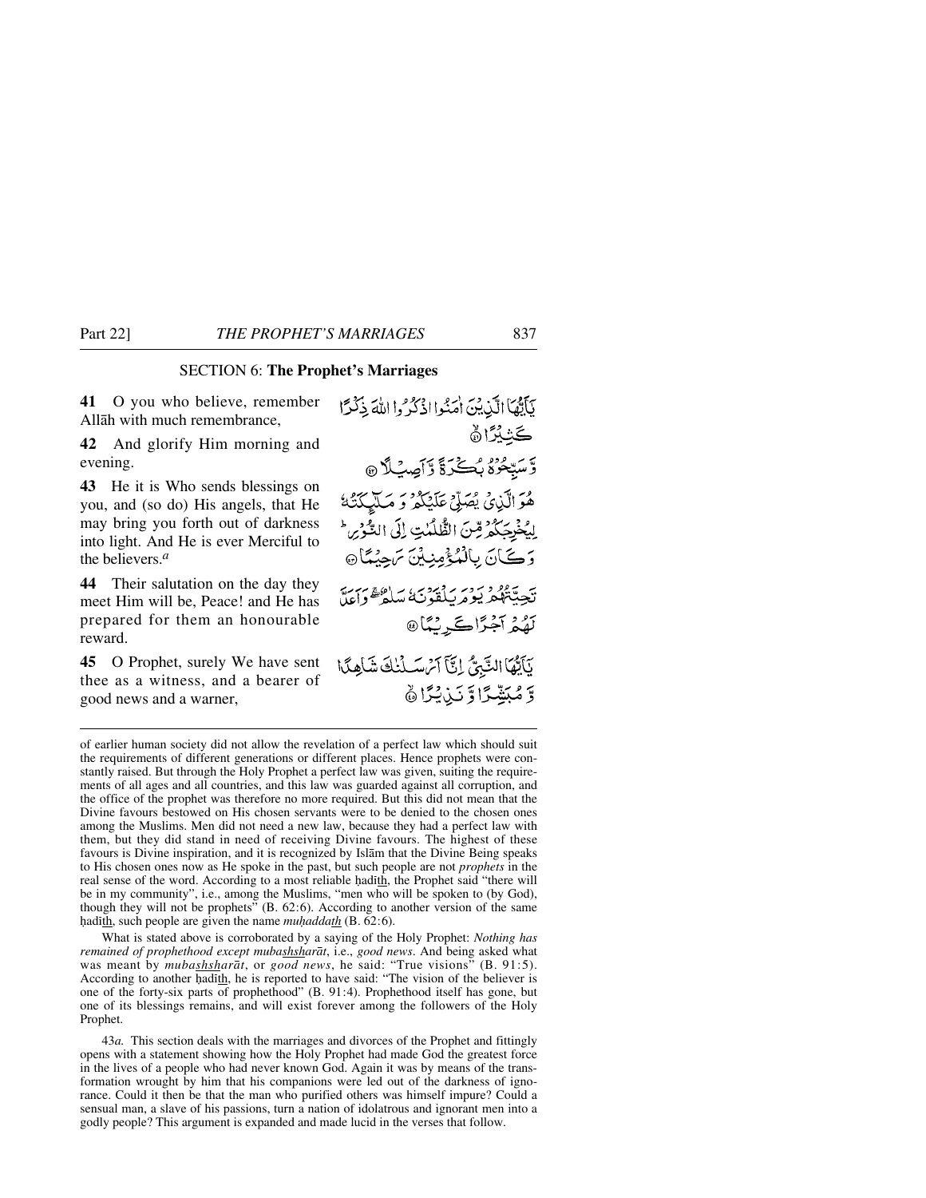## SECTION 6: **The Prophet's Marriages**

**41** O you who believe, remember Allāh with much remembrance,

يَاأَيُّهَا الَّذِينَ آمَنُوا اذْكُرُوا اللَّهَ ذِكْرًا كَثِيرًا ﴿٤١﴾

**42** And glorify Him morning and evening.

وَسَبِّحُوهُ بُكْرَةً وَأَصِيلًا ﴿٤٢﴾

**43** He it is Who sends blessings on you, and (so do) His angels, that He may bring you forth out of darkness into light. And He is ever Merciful to the believers.[a]

هُوَ الَّذِي يُصَلِّي عَلَيْكُمْ وَمَلَائِكَتُهُ لِيُخْرِجَكُمْ مِنَ الظُّلُمَاتِ إِلَى النُّورِ ۚ وَكَانَ بِالْمُؤْمِنِينَ رَحِيمًا ﴿٤٣﴾

**44** Their salutation on the day they meet Him will be, Peace! and He has prepared for them an honourable reward.

تَحِيَّتُهُمْ يَوْمَ يَلْقَوْنَهُ سَلَامٌ ۚ وَأَعَدَّ لَهُمْ أَجْرًا كَرِيمًا ﴿٤٤﴾

**45** O Prophet, surely We have sent thee as a witness, and a bearer of good news and a warner,

يَاأَيُّهَا النَّبِيُّ إِنَّا أَرْسَلْنَاكَ شَاهِدًا وَمُبَشِّرًا وَنَذِيرًا ﴿٤٥﴾

---

of earlier human society did not allow the revelation of a perfect law which should suit the requirements of different generations or different places. Hence prophets were constantly raised. But through the Holy Prophet a perfect law was given, suiting the requirements of all ages and all countries, and this law was guarded against all corruption, and the office of the prophet was therefore no more required. But this did not mean that the Divine favours bestowed on His chosen servants were to be denied to the chosen ones among the Muslims. Men did not need a new law, because they had a perfect law with them, but they did stand in need of receiving Divine favours. The highest of these favours is Divine inspiration, and it is recognized by Islām that the Divine Being speaks to His chosen ones now as He spoke in the past, but such people are not *prophets* in the real sense of the word. According to a most reliable ḥadīth, the Prophet said "there will be in my community", i.e., among the Muslims, "men who will be spoken to (by God), though they will not be prophets" (B. 62:6). According to another version of the same ḥadīth, such people are given the name *muḥaddath* (B. 62:6).

What is stated above is corroborated by a saying of the Holy Prophet: *Nothing has remained of prophethood except mubashsharāt*, i.e., *good news*. And being asked what was meant by *mubashsharāt*, or *good news*, he said: "True visions" (B. 91:5). According to another ḥadīth, he is reported to have said: "The vision of the believer is one of the forty-six parts of prophethood" (B. 91:4). Prophethood itself has gone, but one of its blessings remains, and will exist forever among the followers of the Holy Prophet.

43*a.* This section deals with the marriages and divorces of the Prophet and fittingly opens with a statement showing how the Holy Prophet had made God the greatest force in the lives of a people who had never known God. Again it was by means of the transformation wrought by him that his companions were led out of the darkness of ignorance. Could it then be that the man who purified others was himself impure? Could a sensual man, a slave of his passions, turn a nation of idolatrous and ignorant men into a godly people? This argument is expanded and made lucid in the verses that follow.